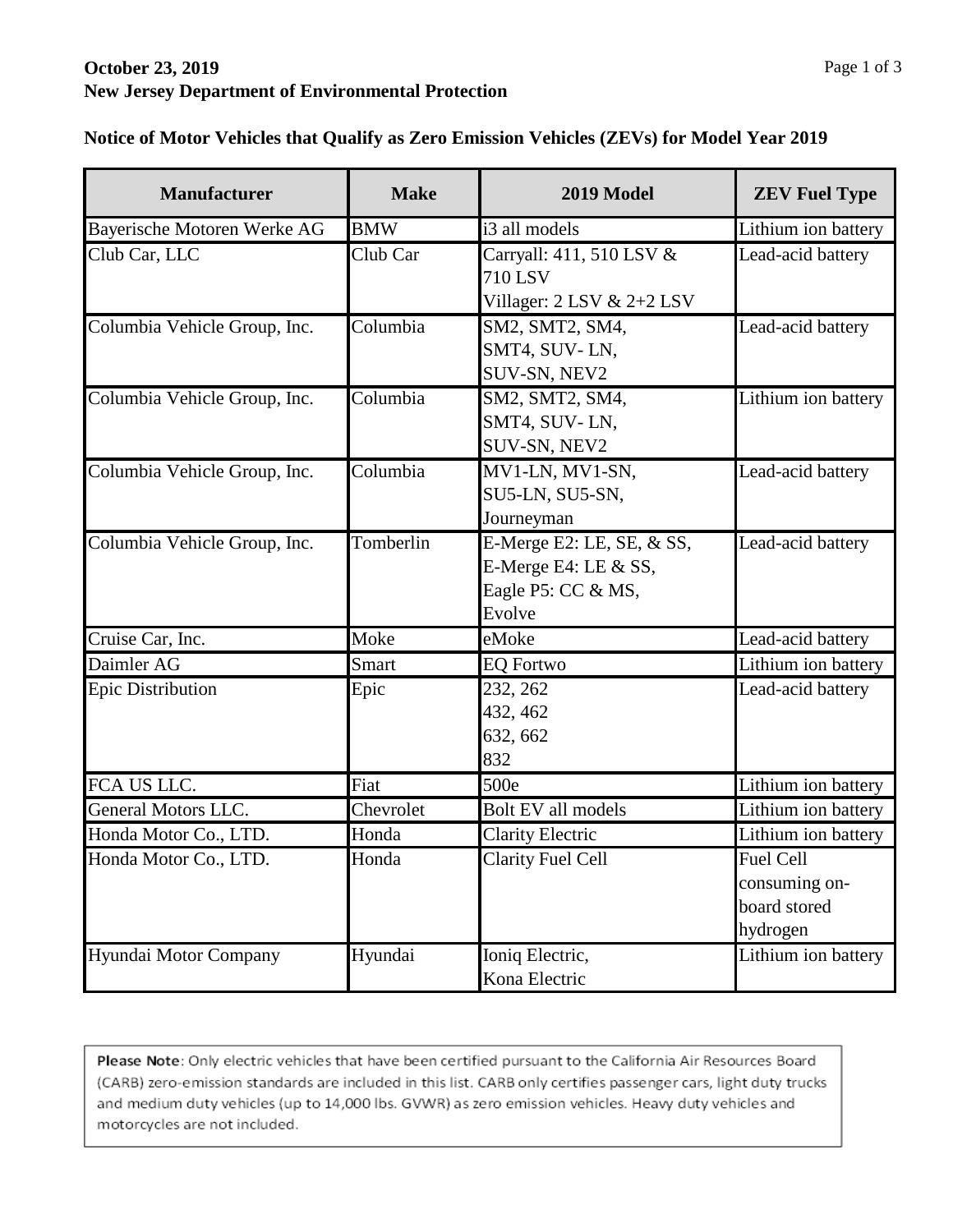**October 23, 2019**
**New Jersey Department of Environmental Protection**

**Notice of Motor Vehicles that Qualify as Zero Emission Vehicles (ZEVs) for Model Year 2019**

| Manufacturer | Make | 2019 Model | ZEV Fuel Type |
|---|---|---|---|
| Bayerische Motoren Werke AG | BMW | i3 all models | Lithium ion battery |
| Club Car, LLC | Club Car | Carryall: 411, 510 LSV & 710 LSV<br>Villager: 2 LSV & 2+2 LSV | Lead-acid battery |
| Columbia Vehicle Group, Inc. | Columbia | SM2, SMT2, SM4, SMT4, SUV- LN, SUV-SN, NEV2 | Lead-acid battery |
| Columbia Vehicle Group, Inc. | Columbia | SM2, SMT2, SM4, SMT4, SUV- LN, SUV-SN, NEV2 | Lithium ion battery |
| Columbia Vehicle Group, Inc. | Columbia | MV1-LN, MV1-SN, SU5-LN, SU5-SN, Journeyman | Lead-acid battery |
| Columbia Vehicle Group, Inc. | Tomberlin | E-Merge E2: LE, SE, & SS,<br>E-Merge E4: LE & SS,<br>Eagle P5: CC & MS,<br>Evolve | Lead-acid battery |
| Cruise Car, Inc. | Moke | eMoke | Lead-acid battery |
| Daimler AG | Smart | EQ Fortwo | Lithium ion battery |
| Epic Distribution | Epic | 232, 262<br>432, 462<br>632, 662<br>832 | Lead-acid battery |
| FCA US LLC. | Fiat | 500e | Lithium ion battery |
| General Motors LLC. | Chevrolet | Bolt EV all models | Lithium ion battery |
| Honda Motor Co., LTD. | Honda | Clarity Electric | Lithium ion battery |
| Honda Motor Co., LTD. | Honda | Clarity Fuel Cell | Fuel Cell consuming on-board stored hydrogen |
| Hyundai Motor Company | Hyundai | Ioniq Electric,<br>Kona Electric | Lithium ion battery |

**Please Note**: Only electric vehicles that have been certified pursuant to the California Air Resources Board (CARB) zero-emission standards are included in this list. CARB only certifies passenger cars, light duty trucks and medium duty vehicles (up to 14,000 lbs. GVWR) as zero emission vehicles. Heavy duty vehicles and motorcycles are not included.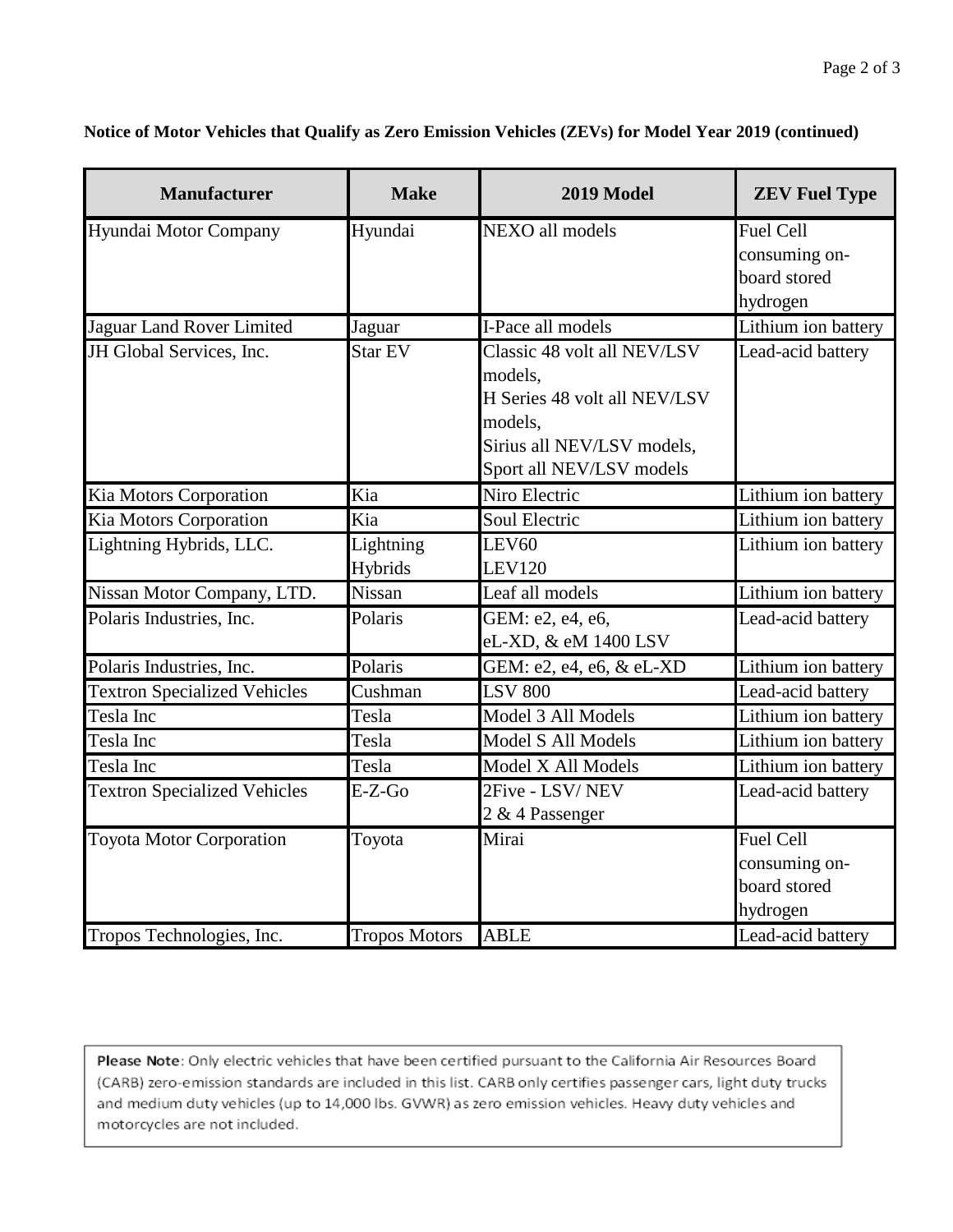**Notice of Motor Vehicles that Qualify as Zero Emission Vehicles (ZEVs) for Model Year 2019 (continued)**

| Manufacturer | Make | 2019 Model | ZEV Fuel Type |
|---|---|---|---|
| Hyundai Motor Company | Hyundai | NEXO all models | Fuel Cell consuming on-board stored hydrogen |
| Jaguar Land Rover Limited | Jaguar | I-Pace all models | Lithium ion battery |
| JH Global Services, Inc. | Star EV | Classic 48 volt all NEV/LSV models,<br>H Series 48 volt all NEV/LSV models,<br>Sirius all NEV/LSV models,<br>Sport all NEV/LSV models | Lead-acid battery |
| Kia Motors Corporation | Kia | Niro Electric | Lithium ion battery |
| Kia Motors Corporation | Kia | Soul Electric | Lithium ion battery |
| Lightning Hybrids, LLC. | Lightning Hybrids | LEV60<br>LEV120 | Lithium ion battery |
| Nissan Motor Company, LTD. | Nissan | Leaf all models | Lithium ion battery |
| Polaris Industries, Inc. | Polaris | GEM: e2, e4, e6,<br>eL-XD, & eM 1400 LSV | Lead-acid battery |
| Polaris Industries, Inc. | Polaris | GEM: e2, e4, e6, & eL-XD | Lithium ion battery |
| Textron Specialized Vehicles | Cushman | LSV 800 | Lead-acid battery |
| Tesla Inc | Tesla | Model 3 All Models | Lithium ion battery |
| Tesla Inc | Tesla | Model S All Models | Lithium ion battery |
| Tesla Inc | Tesla | Model X All Models | Lithium ion battery |
| Textron Specialized Vehicles | E-Z-Go | 2Five - LSV/ NEV<br>2 & 4 Passenger | Lead-acid battery |
| Toyota Motor Corporation | Toyota | Mirai | Fuel Cell consuming on-board stored hydrogen |
| Tropos Technologies, Inc. | Tropos Motors | ABLE | Lead-acid battery |

**Please Note**: Only electric vehicles that have been certified pursuant to the California Air Resources Board (CARB) zero-emission standards are included in this list. CARB only certifies passenger cars, light duty trucks and medium duty vehicles (up to 14,000 lbs. GVWR) as zero emission vehicles. Heavy duty vehicles and motorcycles are not included.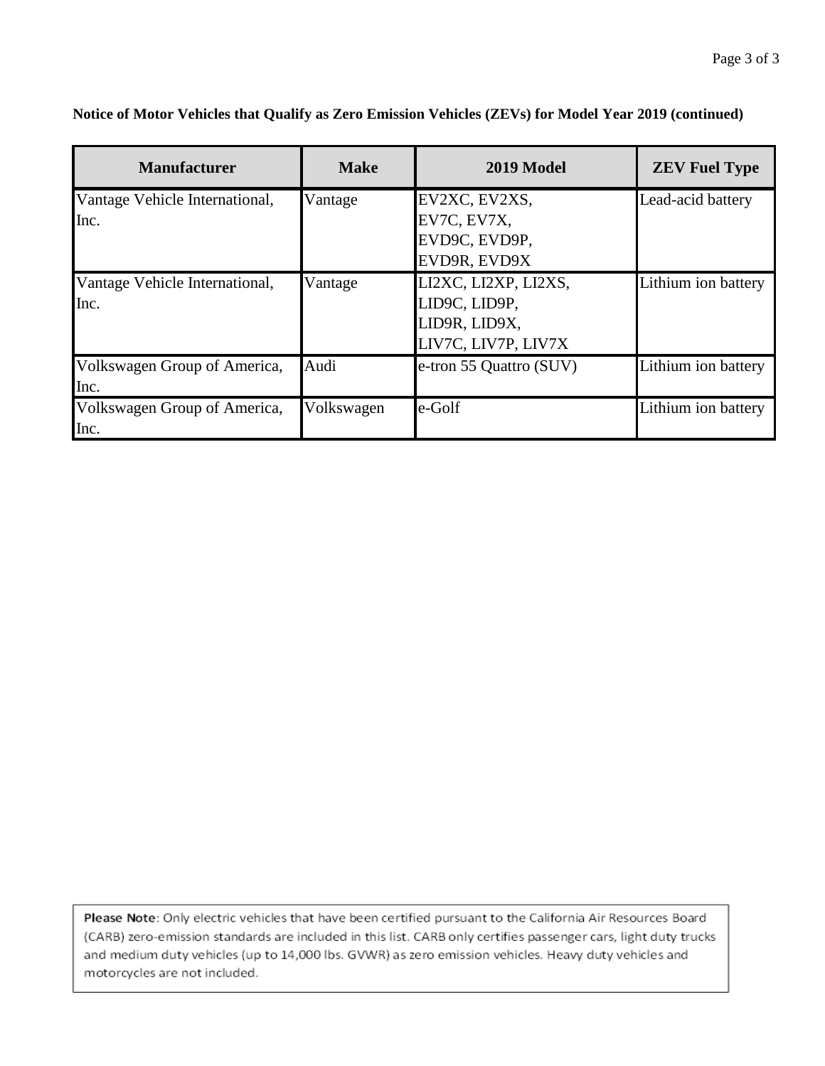**Notice of Motor Vehicles that Qualify as Zero Emission Vehicles (ZEVs) for Model Year 2019 (continued)**

| Manufacturer | Make | 2019 Model | ZEV Fuel Type |
| --- | --- | --- | --- |
| Vantage Vehicle International, Inc. | Vantage | EV2XC, EV2XS, EV7C, EV7X, EVD9C, EVD9P, EVD9R, EVD9X | Lead-acid battery |
| Vantage Vehicle International, Inc. | Vantage | LI2XC, LI2XP, LI2XS, LID9C, LID9P, LID9R, LID9X, LIV7C, LIV7P, LIV7X | Lithium ion battery |
| Volkswagen Group of America, Inc. | Audi | e-tron 55 Quattro (SUV) | Lithium ion battery |
| Volkswagen Group of America, Inc. | Volkswagen | e-Golf | Lithium ion battery |

**Please Note**: Only electric vehicles that have been certified pursuant to the California Air Resources Board (CARB) zero-emission standards are included in this list. CARB only certifies passenger cars, light duty trucks and medium duty vehicles (up to 14,000 lbs. GVWR) as zero emission vehicles. Heavy duty vehicles and motorcycles are not included.